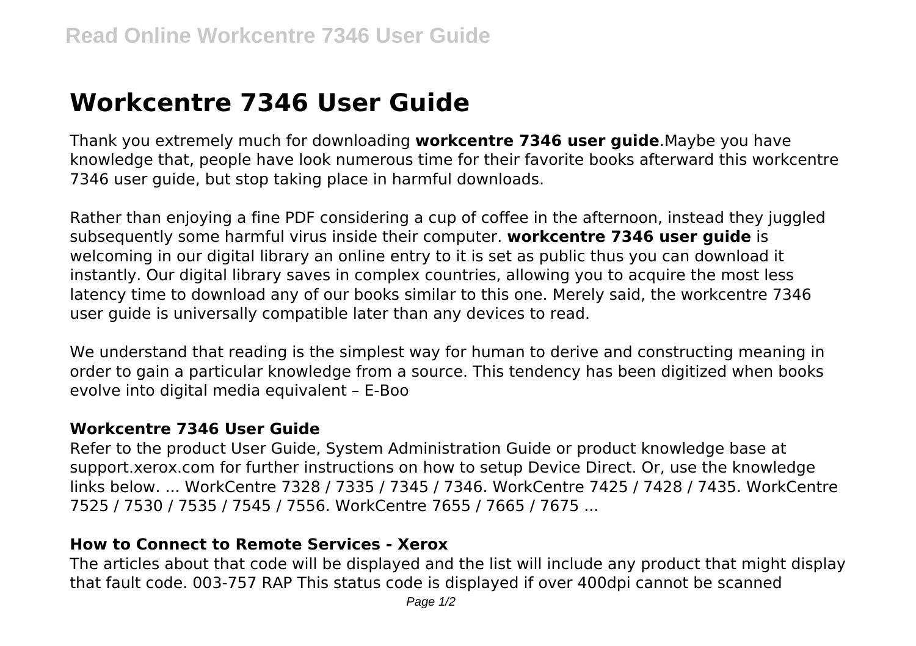# Workcentre 7346 User Guide

Thank you extremely much for downloading **workcentre 7346 user guide**.Maybe you have knowledge that, people have look numerous time for their favorite books afterward this workcentre 7346 user guide, but stop taking place in harmful downloads.

Rather than enjoying a fine PDF considering a cup of coffee in the afternoon, instead they juggled subsequently some harmful virus inside their computer. **workcentre 7346 user guide** is welcoming in our digital library an online entry to it is set as public thus you can download it instantly. Our digital library saves in complex countries, allowing you to acquire the most less latency time to download any of our books similar to this one. Merely said, the workcentre 7346 user guide is universally compatible later than any devices to read.

We understand that reading is the simplest way for human to derive and constructing meaning in order to gain a particular knowledge from a source. This tendency has been digitized when books evolve into digital media equivalent – E-Boo

### Workcentre 7346 User Guide

Refer to the product User Guide, System Administration Guide or product knowledge base at support.xerox.com for further instructions on how to setup Device Direct. Or, use the knowledge links below. ... WorkCentre 7328 / 7335 / 7345 / 7346. WorkCentre 7425 / 7428 / 7435. WorkCentre 7525 / 7530 / 7535 / 7545 / 7556. WorkCentre 7655 / 7665 / 7675 ...

### How to Connect to Remote Services - Xerox

The articles about that code will be displayed and the list will include any product that might display that fault code. 003-757 RAP This status code is displayed if over 400dpi cannot be scanned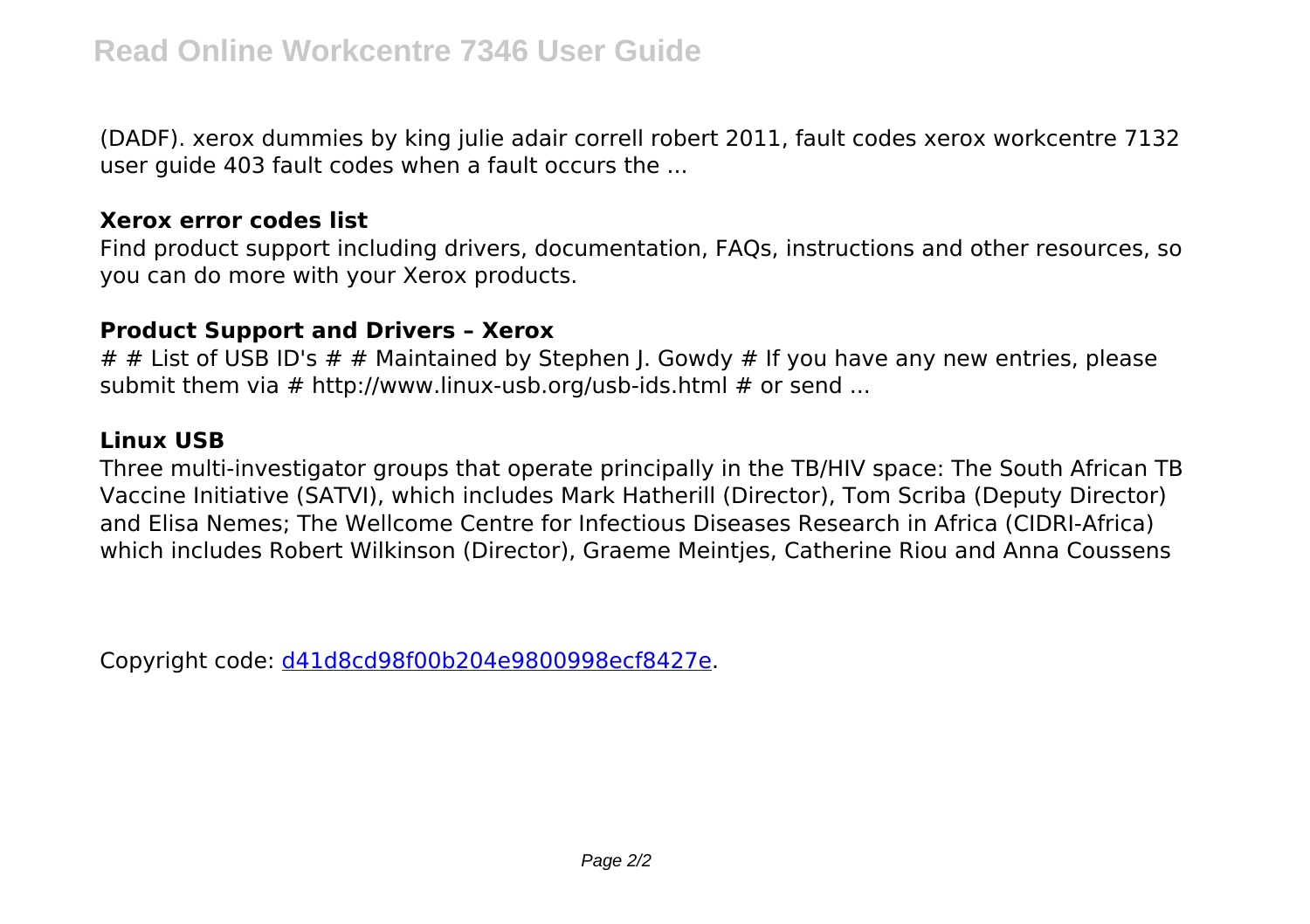(DADF). xerox dummies by king julie adair correll robert 2011, fault codes xerox workcentre 7132 user guide 403 fault codes when a fault occurs the ...

**Xerox error codes list**

Find product support including drivers, documentation, FAQs, instructions and other resources, so you can do more with your Xerox products.

**Product Support and Drivers – Xerox**

# # List of USB ID's # # Maintained by Stephen J. Gowdy # If you have any new entries, please submit them via # http://www.linux-usb.org/usb-ids.html # or send ...

**Linux USB**

Three multi-investigator groups that operate principally in the TB/HIV space: The South African TB Vaccine Initiative (SATVI), which includes Mark Hatherill (Director), Tom Scriba (Deputy Director) and Elisa Nemes; The Wellcome Centre for Infectious Diseases Research in Africa (CIDRI-Africa) which includes Robert Wilkinson (Director), Graeme Meintjes, Catherine Riou and Anna Coussens

Copyright code: d41d8cd98f00b204e9800998ecf8427e.